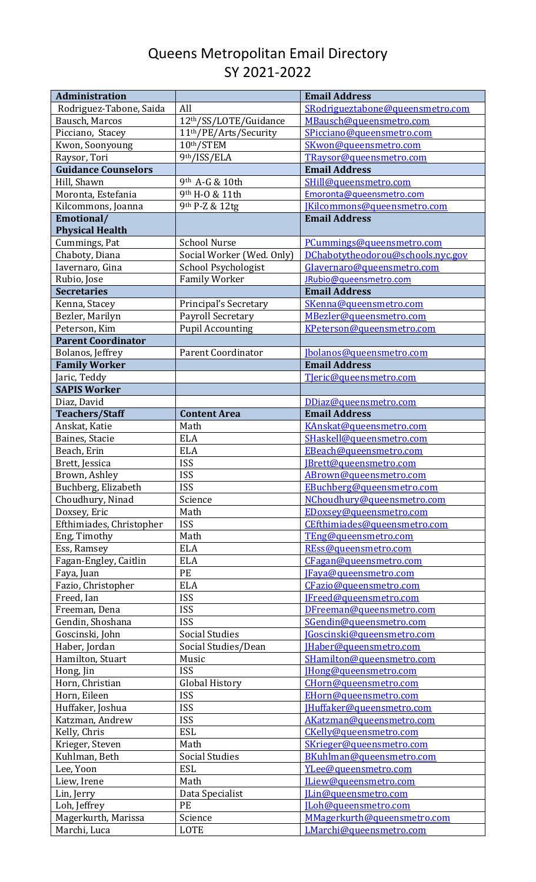# Queens Metropolitan Email Directory
## SY 2021-2022

| Administration | | Email Address |
|---|---|---|
| Rodriguez-Tabone, Saida | All | SRodrigueztabone@queensmetro.com |
| Bausch, Marcos | 12th/SS/LOTE/Guidance | MBausch@queensmetro.com |
| Picciano, Stacey | 11th/PE/Arts/Security | SPicciano@queensmetro.com |
| Kwon, Soonyoung | 10th/STEM | SKwon@queensmetro.com |
| Raysor, Tori | 9th/ISS/ELA | TRaysor@queensmetro.com |
| **Guidance Counselors** | | **Email Address** |
| Hill, Shawn | 9th A-G & 10th | SHill@queensmetro.com |
| Moronta, Estefania | 9th H-O & 11th | Emoronta@queensmetro.com |
| Kilcommons, Joanna | 9th P-Z & 12tg | JKilcommons@queensmetro.com |
| **Emotional/ Physical Health** | | **Email Address** |
| Cummings, Pat | School Nurse | PCummings@queensmetro.com |
| Chaboty, Diana | Social Worker (Wed. Only) | DChabotytheodorou@schools.nyc.gov |
| Iavernaro, Gina | School Psychologist | GIavernaro@queensmetro.com |
| Rubio, Jose | Family Worker | JRubio@queensmetro.com |
| **Secretaries** | | **Email Address** |
| Kenna, Stacey | Principal's Secretary | SKenna@queensmetro.com |
| Bezler, Marilyn | Payroll Secretary | MBezler@queensmetro.com |
| Peterson, Kim | Pupil Accounting | KPeterson@queensmetro.com |
| **Parent Coordinator** | | |
| Bolanos, Jeffrey | Parent Coordinator | Jbolanos@queensmetro.com |
| **Family Worker** | | **Email Address** |
| Jaric, Teddy | | TJeric@queensmetro.com |
| **SAPIS Worker** | | |
| Diaz, David | | DDiaz@queensmetro.com |
| **Teachers/Staff** | **Content Area** | **Email Address** |
| Anskat, Katie | Math | KAnskat@queensmetro.com |
| Baines, Stacie | ELA | SHaskell@queensmetro.com |
| Beach, Erin | ELA | EBeach@queensmetro.com |
| Brett, Jessica | ISS | JBrett@queensmetro.com |
| Brown, Ashley | ISS | ABrown@queensmetro.com |
| Buchberg, Elizabeth | ISS | EBuchberg@queensmetro.com |
| Choudhury, Ninad | Science | NChoudhury@queensmetro.com |
| Doxsey, Eric | Math | EDoxsey@queensmetro.com |
| Efthimiades, Christopher | ISS | CEfthimiades@queensmetro.com |
| Eng, Timothy | Math | TEng@queensmetro.com |
| Ess, Ramsey | ELA | REss@queensmetro.com |
| Fagan-Engley, Caitlin | ELA | CFagan@queensmetro.com |
| Faya, Juan | PE | JFaya@queensmetro.com |
| Fazio, Christopher | ELA | CFazio@queensmetro.com |
| Freed, Ian | ISS | IFreed@queensmetro.com |
| Freeman, Dena | ISS | DFreeman@queensmetro.com |
| Gendin, Shoshana | ISS | SGendin@queensmetro.com |
| Goscinski, John | Social Studies | JGoscinski@queensmetro.com |
| Haber, Jordan | Social Studies/Dean | JHaber@queensmetro.com |
| Hamilton, Stuart | Music | SHamilton@queensmetro.com |
| Hong, Jin | ISS | JHong@queensmetro.com |
| Horn, Christian | Global History | CHorn@queensmetro.com |
| Horn, Eileen | ISS | EHorn@queensmetro.com |
| Huffaker, Joshua | ISS | JHuffaker@queensmetro.com |
| Katzman, Andrew | ISS | AKatzman@queensmetro.com |
| Kelly, Chris | ESL | CKelly@queensmetro.com |
| Krieger, Steven | Math | SKrieger@queensmetro.com |
| Kuhlman, Beth | Social Studies | BKuhlman@queensmetro.com |
| Lee, Yoon | ESL | YLee@queensmetro.com |
| Liew, Irene | Math | ILiew@queensmetro.com |
| Lin, Jerry | Data Specialist | JLin@queensmetro.com |
| Loh, Jeffrey | PE | JLoh@queensmetro.com |
| Magerkurth, Marissa | Science | MMagerkurth@queensmetro.com |
| Marchi, Luca | LOTE | LMarchi@queensmetro.com |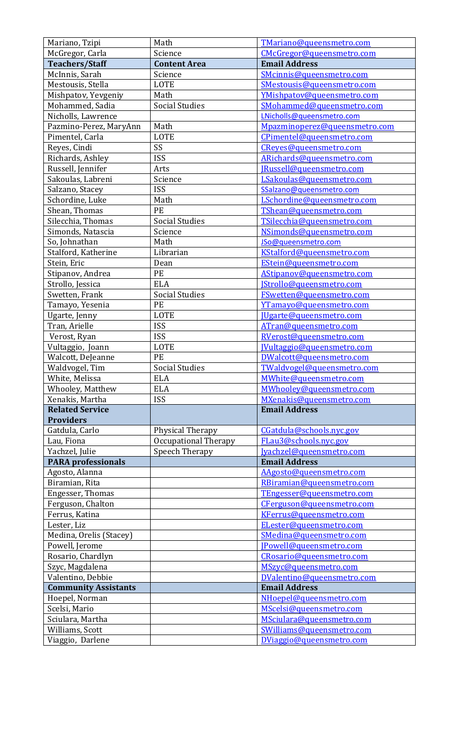| | | |
|---|---|---|
| Mariano, Tzipi | Math | TMariano@queensmetro.com |
| McGregor, Carla | Science | CMcGregor@queensmetro.com |
| **Teachers/Staff** | **Content Area** | **Email Address** |
| McInnis, Sarah | Science | SMcinnis@queensmetro.com |
| Mestousis, Stella | LOTE | SMestousis@queensmetro.com |
| Mishpatov, Yevgeniy | Math | YMishpatov@queensmetro.com |
| Mohammed, Sadia | Social Studies | SMohammed@queensmetro.com |
| Nicholls, Lawrence | | LNicholls@queensmetro.com |
| Pazmino-Perez, MaryAnn | Math | Mpazminoperez@queensmetro.com |
| Pimentel, Carla | LOTE | CPimentel@queensmetro.com |
| Reyes, Cindi | SS | CReyes@queensmetro.com |
| Richards, Ashley | ISS | ARichards@queensmetro.com |
| Russell, Jennifer | Arts | JRussell@queensmetro.com |
| Sakoulas, Labreni | Science | LSakoulas@queensmetro.com |
| Salzano, Stacey | ISS | SSalzano@queensmetro.com |
| Schordine, Luke | Math | LSchordine@queensmetro.com |
| Shean, Thomas | PE | TShean@queensmetro.com |
| Silecchia, Thomas | Social Studies | TSilecchia@queensmetro.com |
| Simonds, Natascia | Science | NSimonds@queensmetro.com |
| So, Johnathan | Math | JSo@queensmetro.com |
| Stalford, Katherine | Librarian | KStalford@queensmetro.com |
| Stein, Eric | Dean | EStein@queensmetro.com |
| Stipanov, Andrea | PE | AStipanov@queensmetro.com |
| Strollo, Jessica | ELA | JStrollo@queensmetro.com |
| Swetten, Frank | Social Studies | FSwetten@queensmetro.com |
| Tamayo, Yesenia | PE | YTamayo@queensmetro.com |
| Ugarte, Jenny | LOTE | JUgarte@queensmetro.com |
| Tran, Arielle | ISS | ATran@queensmetro.com |
| Verost, Ryan | ISS | RVerost@queensmetro.com |
| Vultaggio, Joann | LOTE | JVultaggio@queensmetro.com |
| Walcott, DeJeanne | PE | DWalcott@queensmetro.com |
| Waldvogel, Tim | Social Studies | TWaldvogel@queensmetro.com |
| White, Melissa | ELA | MWhite@queensmetro.com |
| Whooley, Matthew | ELA | MWhooley@queensmetro.com |
| Xenakis, Martha | ISS | MXenakis@queensmetro.com |
| **Related Service Providers** | | **Email Address** |
| Gatdula, Carlo | Physical Therapy | CGatdula@schools.nyc.gov |
| Lau, Fiona | Occupational Therapy | FLau3@schools.nyc.gov |
| Yachzel, Julie | Speech Therapy | Jyachzel@queensmetro.com |
| **PARA professionals** | | **Email Address** |
| Agosto, Alanna | | AAgosto@queensmetro.com |
| Biramian, Rita | | RBiramian@queensmetro.com |
| Engesser, Thomas | | TEngesser@queensmetro.com |
| Ferguson, Chalton | | CFerguson@queensmetro.com |
| Ferrus, Katina | | KFerrus@queensmetro.com |
| Lester, Liz | | ELester@queensmetro.com |
| Medina, Orelis (Stacey) | | SMedina@queensmetro.com |
| Powell, Jerome | | JPowell@queensmetro.com |
| Rosario, Chardlyn | | CRosario@queensmetro.com |
| Szyc, Magdalena | | MSzyc@queensmetro.com |
| Valentino, Debbie | | DValentino@queensmetro.com |
| **Community Assistants** | | **Email Address** |
| Hoepel, Norman | | NHoepel@queensmetro.com |
| Scelsi, Mario | | MScelsi@queensmetro.com |
| Sciulara, Martha | | MSciulara@queensmetro.com |
| Williams, Scott | | SWilliams@queensmetro.com |
| Viaggio, Darlene | | DViaggio@queensmetro.com |